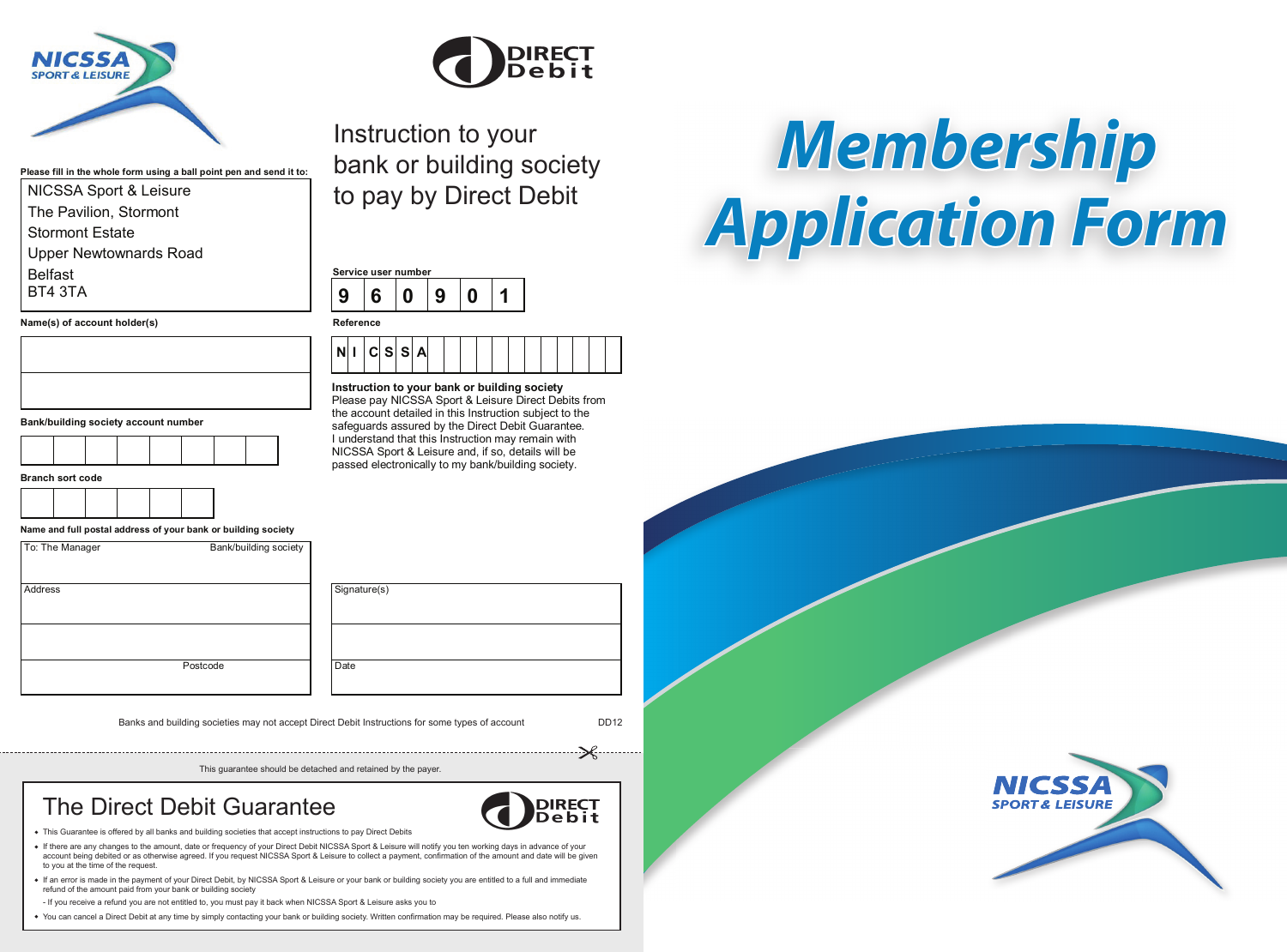NICSSA SPORT & LEISURE

DIRECT Debit

# Instruction to your bank or building society to pay by Direct Debit

**Please fill in the whole form using a ball point pen and send it to:**

NICSSA Sport & Leisure
The Pavilion, Stormont
Stormont Estate
Upper Newtownards Road
Belfast
BT4 3TA

**Name(s) of account holder(s)**

**Bank/building society account number**

**Branch sort code**

**Name and full postal address of your bank or building society**

To: The Manager — Bank/building society

Address

Postcode

**Service user number**

| 9 | 6 | 0 | 9 | 0 | 1 |
|---|---|---|---|---|---|

**Reference**

| N | I | C | S | S | A | | | | | | | | | | | | |
|---|---|---|---|---|---|---|---|---|---|---|---|---|---|---|---|---|---|

**Instruction to your bank or building society**
Please pay NICSSA Sport & Leisure Direct Debits from the account detailed in this Instruction subject to the safeguards assured by the Direct Debit Guarantee. I understand that this Instruction may remain with NICSSA Sport & Leisure and, if so, details will be passed electronically to my bank/building society.

Signature(s)

Date

Banks and building societies may not accept Direct Debit Instructions for some types of account

DD12

This guarantee should be detached and retained by the payer.

## The Direct Debit Guarantee

- This Guarantee is offered by all banks and building societies that accept instructions to pay Direct Debits
- If there are any changes to the amount, date or frequency of your Direct Debit NICSSA Sport & Leisure will notify you ten working days in advance of your account being debited or as otherwise agreed. If you request NICSSA Sport & Leisure to collect a payment, confirmation of the amount and date will be given to you at the time of the request.
- If an error is made in the payment of your Direct Debit, by NICSSA Sport & Leisure or your bank or building society you are entitled to a full and immediate refund of the amount paid from your bank or building society
  - If you receive a refund you are not entitled to, you must pay it back when NICSSA Sport & Leisure asks you to
- You can cancel a Direct Debit at any time by simply contacting your bank or building society. Written confirmation may be required. Please also notify us.

# *Membership Application Form*

NICSSA SPORT & LEISURE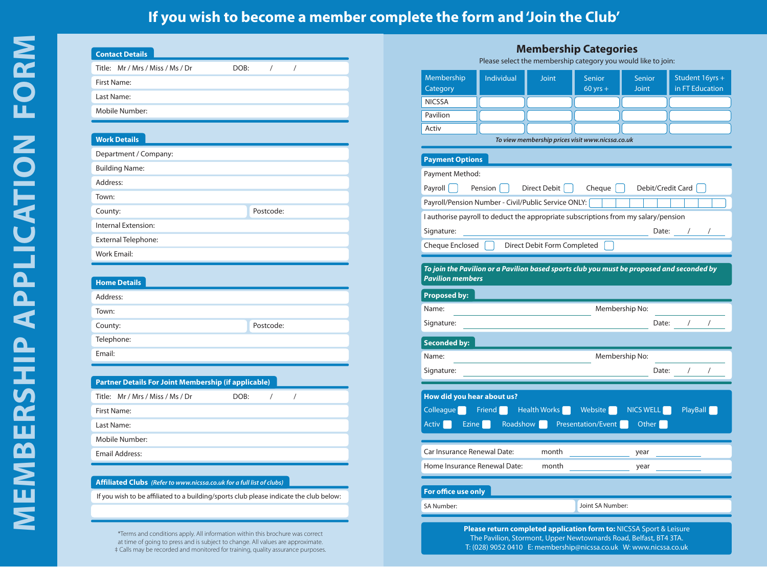# If you wish to become a member complete the form and 'Join the Club'

# MEMBERSHIP APPLICATION FORM

## Contact Details

Title: Mr / Mrs / Miss / Ms / Dr DOB: / /

First Name:

Last Name:

Mobile Number:

## Work Details

Department / Company:

Building Name:

Address:

Town:

County: Postcode:

Internal Extension:

External Telephone:

Work Email:

## Home Details

Address:

Town:

County: Postcode:

Telephone:

Email:

## Partner Details For Joint Membership (if applicable)

Title: Mr / Mrs / Miss / Ms / Dr DOB: / /

First Name:

Last Name:

Mobile Number:

Email Address:

## Affiliated Clubs *(Refer to www.nicssa.co.uk for a full list of clubs)*

If you wish to be affiliated to a building/sports club please indicate the club below:

*Terms and conditions apply. All information within this brochure was correct at time of going to press and is subject to change. All values are approximate.
‡ Calls may be recorded and monitored for training, quality assurance purposes.

## Membership Categories

Please select the membership category you would like to join:

| Membership Category | Individual | Joint | Senior 60 yrs + | Senior Joint | Student 16yrs + in FT Education |
|---|---|---|---|---|---|
| NICSSA | | | | | |
| Pavilion | | | | | |
| Activ | | | | | |

*To view membership prices visit www.nicssa.co.uk*

## Payment Options

Payment Method:

Payroll ☐ Pension ☐ Direct Debit ☐ Cheque ☐ Debit/Credit Card ☐

Payroll/Pension Number - Civil/Public Service ONLY:

I authorise payroll to deduct the appropriate subscriptions from my salary/pension

Signature: Date: / /

Cheque Enclosed ☐ Direct Debit Form Completed ☐

***To join the Pavilion or a Pavilion based sports club you must be proposed and seconded by Pavilion members***

## Proposed by:

Name: Membership No:

Signature: Date: / /

## Seconded by:

Name: Membership No:

Signature: Date: / /

## How did you hear about us?

Colleague ☐ Friend ☐ Health Works ☐ Website ☐ NICS WELL ☐ PlayBall ☐

Activ ☐ Ezine ☐ Roadshow ☐ Presentation/Event ☐ Other ☐

Car Insurance Renewal Date: month year

Home Insurance Renewal Date: month year

## For office use only

SA Number: Joint SA Number:

**Please return completed application form to:** NICSSA Sport & Leisure
The Pavilion, Stormont, Upper Newtownards Road, Belfast, BT4 3TA.
T: (028) 9052 0410 E: membership@nicssa.co.uk W: www.nicssa.co.uk